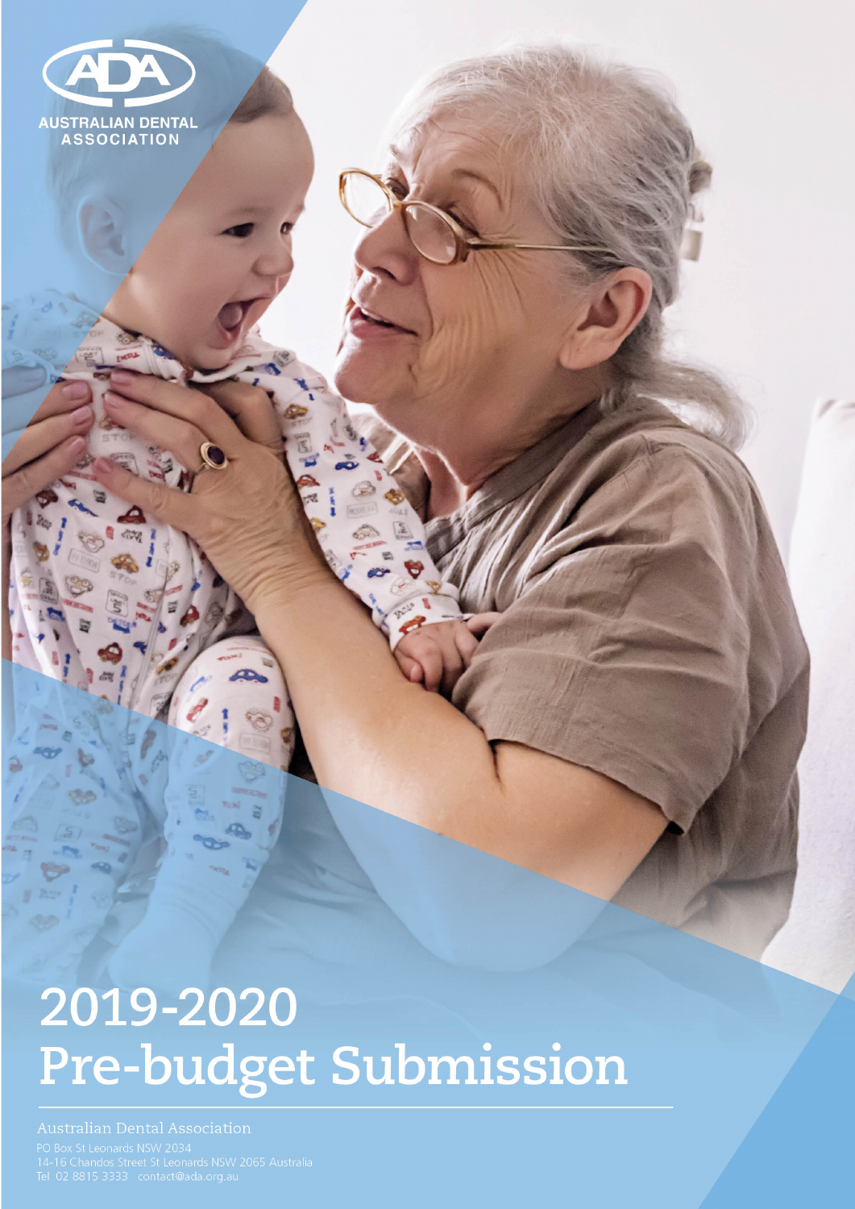ADA

AUSTRALIAN DENTAL ASSOCIATION

# 2019-2020 Pre-budget Submission

Australian Dental Association

PO Box St Leonards NSW 2034
14-16 Chandos Street St Leonards NSW 2065 Australia
Tel 02 8815 3333 contact@ada.org.au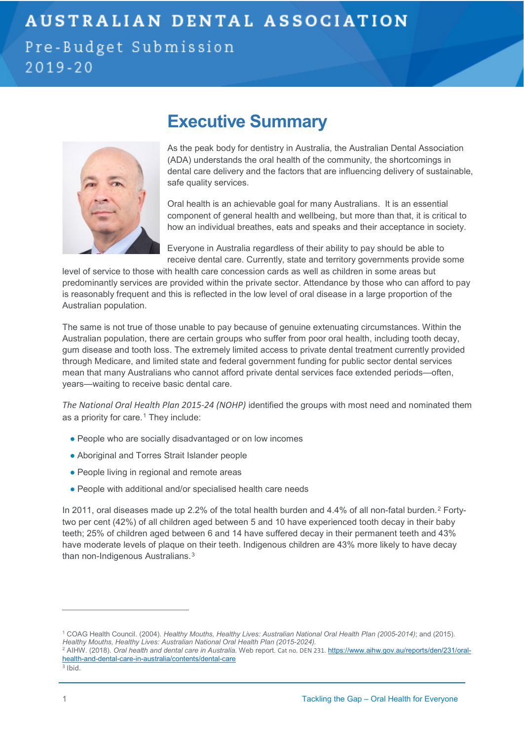# AUSTRALIAN DENTAL ASSOCIATION

Pre-Budget Submission 2019-20

## Executive Summary

As the peak body for dentistry in Australia, the Australian Dental Association (ADA) understands the oral health of the community, the shortcomings in dental care delivery and the factors that are influencing delivery of sustainable, safe quality services.

Oral health is an achievable goal for many Australians. It is an essential component of general health and wellbeing, but more than that, it is critical to how an individual breathes, eats and speaks and their acceptance in society.

Everyone in Australia regardless of their ability to pay should be able to receive dental care. Currently, state and territory governments provide some level of service to those with health care concession cards as well as children in some areas but predominantly services are provided within the private sector. Attendance by those who can afford to pay is reasonably frequent and this is reflected in the low level of oral disease in a large proportion of the Australian population.

The same is not true of those unable to pay because of genuine extenuating circumstances. Within the Australian population, there are certain groups who suffer from poor oral health, including tooth decay, gum disease and tooth loss. The extremely limited access to private dental treatment currently provided through Medicare, and limited state and federal government funding for public sector dental services mean that many Australians who cannot afford private dental services face extended periods—often, years—waiting to receive basic dental care.

*The National Oral Health Plan 2015-24 (NOHP)* identified the groups with most need and nominated them as a priority for care.[1] They include:

- People who are socially disadvantaged or on low incomes
- Aboriginal and Torres Strait Islander people
- People living in regional and remote areas
- People with additional and/or specialised health care needs

In 2011, oral diseases made up 2.2% of the total health burden and 4.4% of all non-fatal burden.[2] Forty-two per cent (42%) of all children aged between 5 and 10 have experienced tooth decay in their baby teeth; 25% of children aged between 6 and 14 have suffered decay in their permanent teeth and 43% have moderate levels of plaque on their teeth. Indigenous children are 43% more likely to have decay than non-Indigenous Australians.[3]

---

[1] COAG Health Council. (2004). *Healthy Mouths, Healthy Lives: Australian National Oral Health Plan (2005-2014)*; and (2015). *Healthy Mouths, Healthy Lives: Australian National Oral Health Plan (2015-2024).*

[2] AIHW. (2018). *Oral health and dental care in Australia.* Web report. Cat no. DEN 231. https://www.aihw.gov.au/reports/den/231/oral-health-and-dental-care-in-australia/contents/dental-care

[3] Ibid.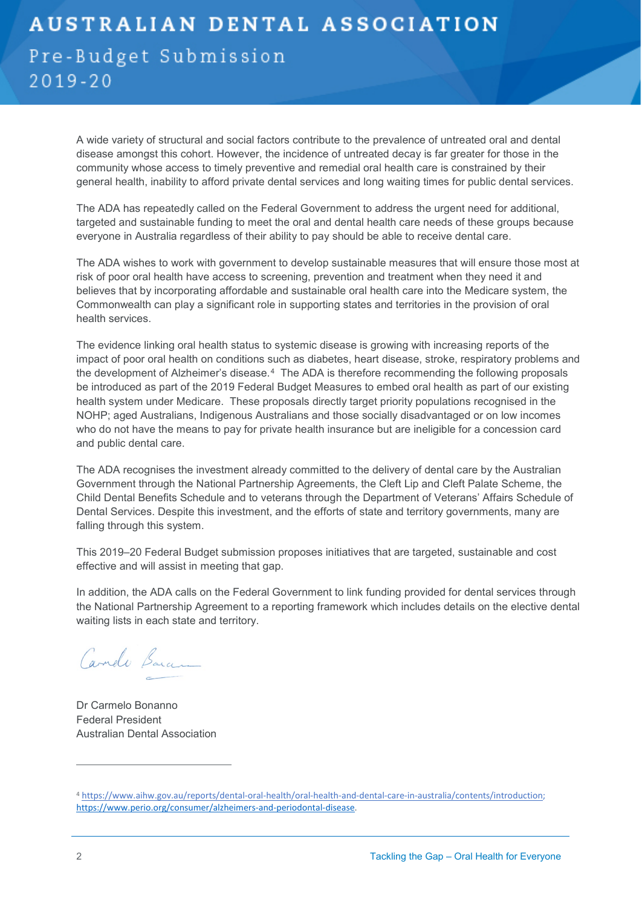A wide variety of structural and social factors contribute to the prevalence of untreated oral and dental disease amongst this cohort. However, the incidence of untreated decay is far greater for those in the community whose access to timely preventive and remedial oral health care is constrained by their general health, inability to afford private dental services and long waiting times for public dental services.

The ADA has repeatedly called on the Federal Government to address the urgent need for additional, targeted and sustainable funding to meet the oral and dental health care needs of these groups because everyone in Australia regardless of their ability to pay should be able to receive dental care.

The ADA wishes to work with government to develop sustainable measures that will ensure those most at risk of poor oral health have access to screening, prevention and treatment when they need it and believes that by incorporating affordable and sustainable oral health care into the Medicare system, the Commonwealth can play a significant role in supporting states and territories in the provision of oral health services.

The evidence linking oral health status to systemic disease is growing with increasing reports of the impact of poor oral health on conditions such as diabetes, heart disease, stroke, respiratory problems and the development of Alzheimer's disease.[4] The ADA is therefore recommending the following proposals be introduced as part of the 2019 Federal Budget Measures to embed oral health as part of our existing health system under Medicare. These proposals directly target priority populations recognised in the NOHP; aged Australians, Indigenous Australians and those socially disadvantaged or on low incomes who do not have the means to pay for private health insurance but are ineligible for a concession card and public dental care.

The ADA recognises the investment already committed to the delivery of dental care by the Australian Government through the National Partnership Agreements, the Cleft Lip and Cleft Palate Scheme, the Child Dental Benefits Schedule and to veterans through the Department of Veterans' Affairs Schedule of Dental Services. Despite this investment, and the efforts of state and territory governments, many are falling through this system.

This 2019–20 Federal Budget submission proposes initiatives that are targeted, sustainable and cost effective and will assist in meeting that gap.

In addition, the ADA calls on the Federal Government to link funding provided for dental services through the National Partnership Agreement to a reporting framework which includes details on the elective dental waiting lists in each state and territory.

Dr Carmelo Bonanno
Federal President
Australian Dental Association

---

[4] https://www.aihw.gov.au/reports/dental-oral-health/oral-health-and-dental-care-in-australia/contents/introduction; https://www.perio.org/consumer/alzheimers-and-periodontal-disease.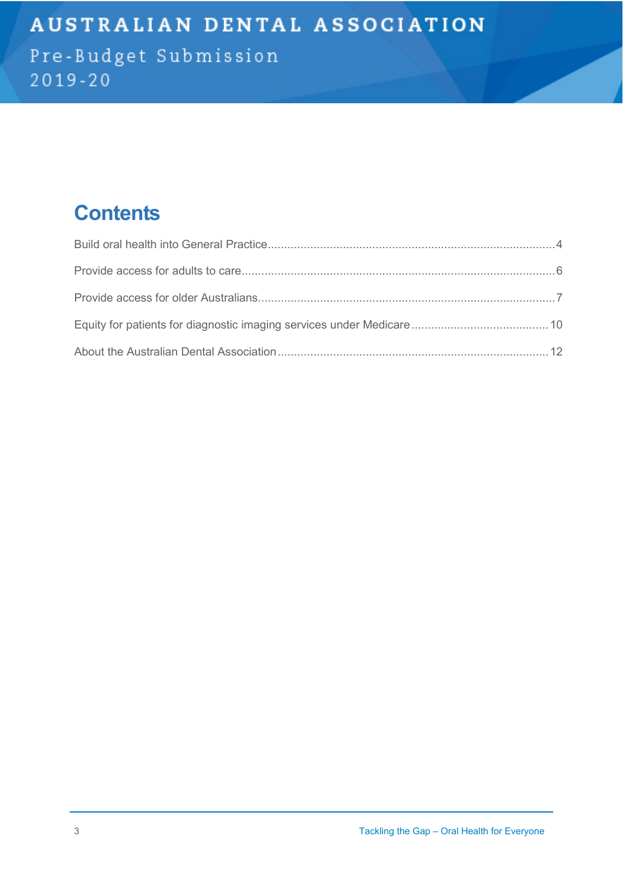# AUSTRALIAN DENTAL ASSOCIATION

Pre-Budget Submission 2019-20

## Contents

Build oral health into General Practice....4

Provide access for adults to care....6

Provide access for older Australians....7

Equity for patients for diagnostic imaging services under Medicare....10

About the Australian Dental Association....12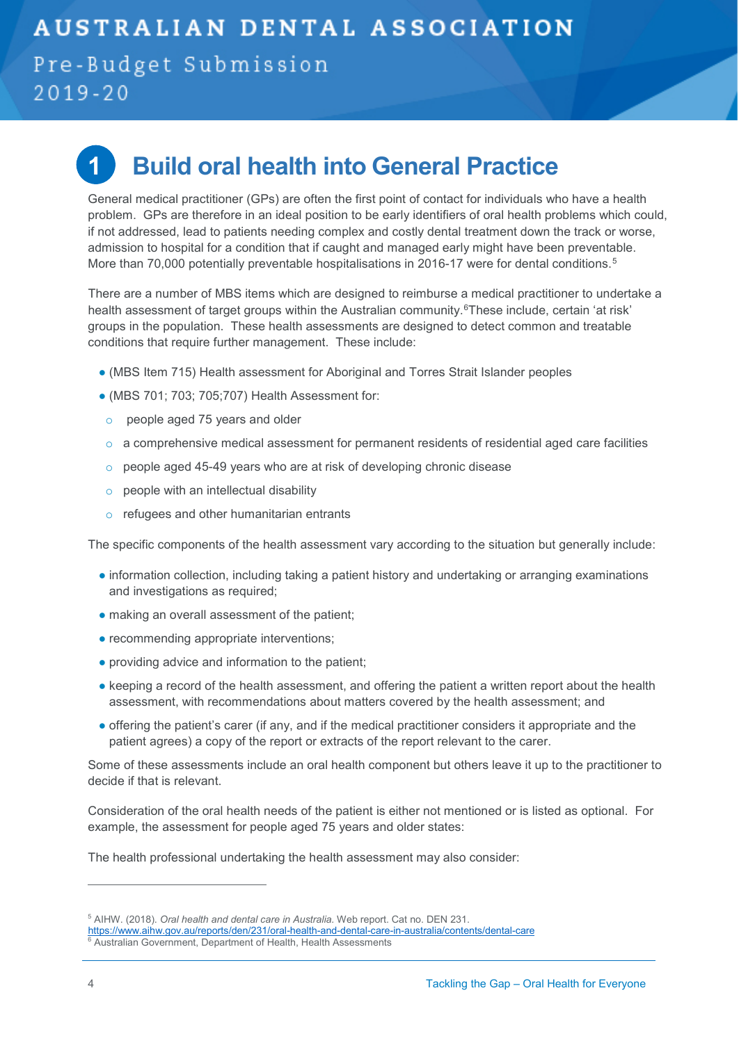# 1 Build oral health into General Practice

General medical practitioner (GPs) are often the first point of contact for individuals who have a health problem. GPs are therefore in an ideal position to be early identifiers of oral health problems which could, if not addressed, lead to patients needing complex and costly dental treatment down the track or worse, admission to hospital for a condition that if caught and managed early might have been preventable. More than 70,000 potentially preventable hospitalisations in 2016-17 were for dental conditions.[5]

There are a number of MBS items which are designed to reimburse a medical practitioner to undertake a health assessment of target groups within the Australian community.[6]These include, certain 'at risk' groups in the population. These health assessments are designed to detect common and treatable conditions that require further management. These include:

- (MBS Item 715) Health assessment for Aboriginal and Torres Strait Islander peoples
- (MBS 701; 703; 705;707) Health Assessment for:
  - people aged 75 years and older
  - a comprehensive medical assessment for permanent residents of residential aged care facilities
  - people aged 45-49 years who are at risk of developing chronic disease
  - people with an intellectual disability
  - refugees and other humanitarian entrants

The specific components of the health assessment vary according to the situation but generally include:

- information collection, including taking a patient history and undertaking or arranging examinations and investigations as required;
- making an overall assessment of the patient;
- recommending appropriate interventions;
- providing advice and information to the patient;
- keeping a record of the health assessment, and offering the patient a written report about the health assessment, with recommendations about matters covered by the health assessment; and
- offering the patient's carer (if any, and if the medical practitioner considers it appropriate and the patient agrees) a copy of the report or extracts of the report relevant to the carer.

Some of these assessments include an oral health component but others leave it up to the practitioner to decide if that is relevant.

Consideration of the oral health needs of the patient is either not mentioned or is listed as optional. For example, the assessment for people aged 75 years and older states:

The health professional undertaking the health assessment may also consider:

---

[5] AIHW. (2018). *Oral health and dental care in Australia.* Web report. Cat no. DEN 231. https://www.aihw.gov.au/reports/den/231/oral-health-and-dental-care-in-australia/contents/dental-care

[6] Australian Government, Department of Health, Health Assessments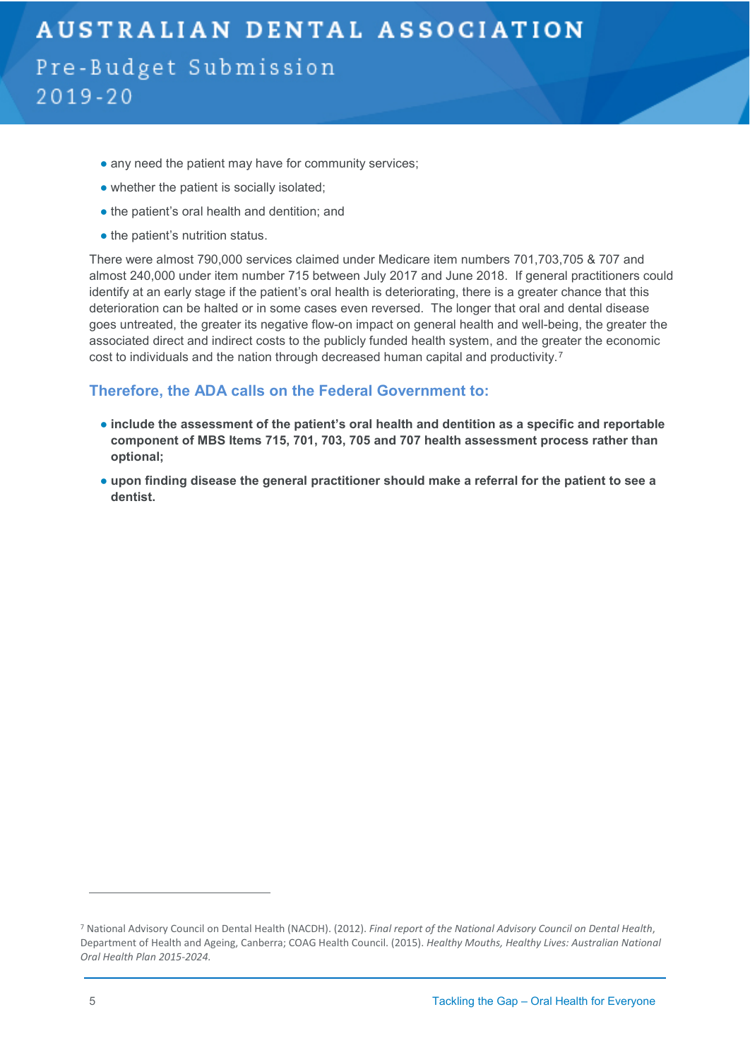- any need the patient may have for community services;
- whether the patient is socially isolated;
- the patient's oral health and dentition; and
- the patient's nutrition status.

There were almost 790,000 services claimed under Medicare item numbers 701,703,705 & 707 and almost 240,000 under item number 715 between July 2017 and June 2018. If general practitioners could identify at an early stage if the patient's oral health is deteriorating, there is a greater chance that this deterioration can be halted or in some cases even reversed. The longer that oral and dental disease goes untreated, the greater its negative flow-on impact on general health and well-being, the greater the associated direct and indirect costs to the publicly funded health system, and the greater the economic cost to individuals and the nation through decreased human capital and productivity.[7]

### Therefore, the ADA calls on the Federal Government to:

- **include the assessment of the patient's oral health and dentition as a specific and reportable component of MBS Items 715, 701, 703, 705 and 707 health assessment process rather than optional;**
- **upon finding disease the general practitioner should make a referral for the patient to see a dentist.**

---

[7] National Advisory Council on Dental Health (NACDH). (2012). *Final report of the National Advisory Council on Dental Health*, Department of Health and Ageing, Canberra; COAG Health Council. (2015). *Healthy Mouths, Healthy Lives: Australian National Oral Health Plan 2015-2024.*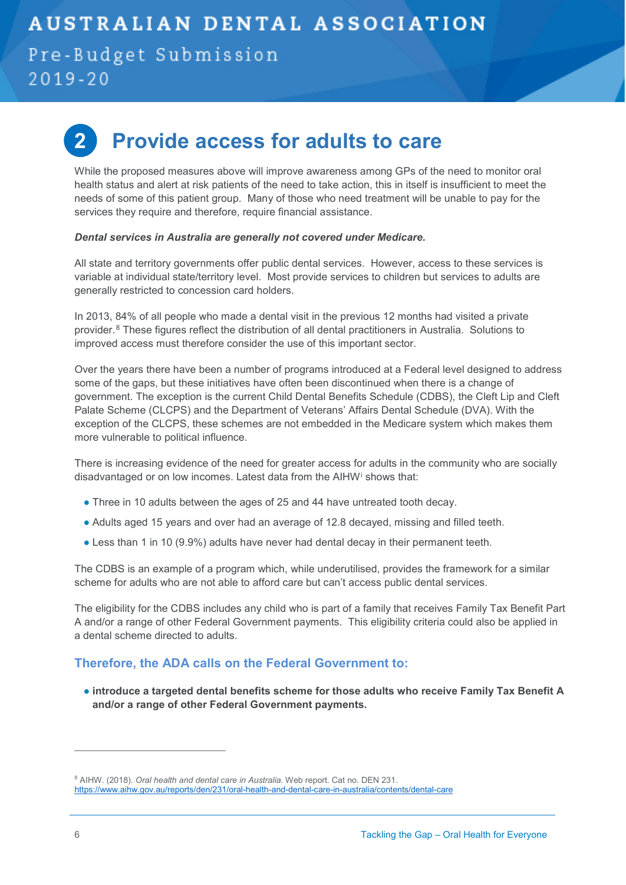## 2 Provide access for adults to care

While the proposed measures above will improve awareness among GPs of the need to monitor oral health status and alert at risk patients of the need to take action, this in itself is insufficient to meet the needs of some of this patient group. Many of those who need treatment will be unable to pay for the services they require and therefore, require financial assistance.

***Dental services in Australia are generally not covered under Medicare.***

All state and territory governments offer public dental services. However, access to these services is variable at individual state/territory level. Most provide services to children but services to adults are generally restricted to concession card holders.

In 2013, 84% of all people who made a dental visit in the previous 12 months had visited a private provider.[8] These figures reflect the distribution of all dental practitioners in Australia. Solutions to improved access must therefore consider the use of this important sector.

Over the years there have been a number of programs introduced at a Federal level designed to address some of the gaps, but these initiatives have often been discontinued when there is a change of government. The exception is the current Child Dental Benefits Schedule (CDBS), the Cleft Lip and Cleft Palate Scheme (CLCPS) and the Department of Veterans' Affairs Dental Schedule (DVA). With the exception of the CLCPS, these schemes are not embedded in the Medicare system which makes them more vulnerable to political influence.

There is increasing evidence of the need for greater access for adults in the community who are socially disadvantaged or on low incomes. Latest data from the AIHW[i] shows that:

- Three in 10 adults between the ages of 25 and 44 have untreated tooth decay.
- Adults aged 15 years and over had an average of 12.8 decayed, missing and filled teeth.
- Less than 1 in 10 (9.9%) adults have never had dental decay in their permanent teeth.

The CDBS is an example of a program which, while underutilised, provides the framework for a similar scheme for adults who are not able to afford care but can't access public dental services.

The eligibility for the CDBS includes any child who is part of a family that receives Family Tax Benefit Part A and/or a range of other Federal Government payments. This eligibility criteria could also be applied in a dental scheme directed to adults.

### Therefore, the ADA calls on the Federal Government to:

- **introduce a targeted dental benefits scheme for those adults who receive Family Tax Benefit A and/or a range of other Federal Government payments.**

---

[8] AIHW. (2018). *Oral health and dental care in Australia.* Web report. Cat no. DEN 231. https://www.aihw.gov.au/reports/den/231/oral-health-and-dental-care-in-australia/contents/dental-care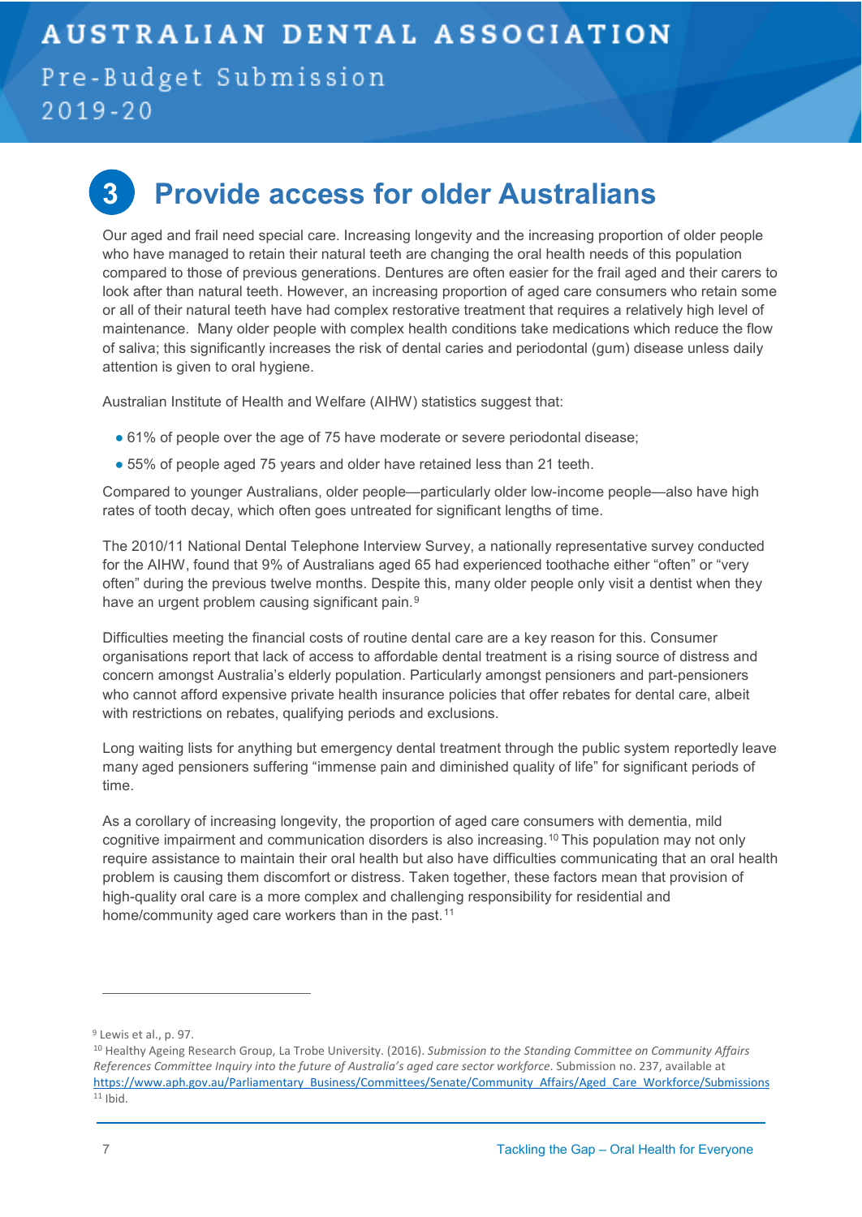## 3 Provide access for older Australians

Our aged and frail need special care. Increasing longevity and the increasing proportion of older people who have managed to retain their natural teeth are changing the oral health needs of this population compared to those of previous generations. Dentures are often easier for the frail aged and their carers to look after than natural teeth. However, an increasing proportion of aged care consumers who retain some or all of their natural teeth have had complex restorative treatment that requires a relatively high level of maintenance. Many older people with complex health conditions take medications which reduce the flow of saliva; this significantly increases the risk of dental caries and periodontal (gum) disease unless daily attention is given to oral hygiene.

Australian Institute of Health and Welfare (AIHW) statistics suggest that:

- 61% of people over the age of 75 have moderate or severe periodontal disease;
- 55% of people aged 75 years and older have retained less than 21 teeth.

Compared to younger Australians, older people—particularly older low-income people—also have high rates of tooth decay, which often goes untreated for significant lengths of time.

The 2010/11 National Dental Telephone Interview Survey, a nationally representative survey conducted for the AIHW, found that 9% of Australians aged 65 had experienced toothache either "often" or "very often" during the previous twelve months. Despite this, many older people only visit a dentist when they have an urgent problem causing significant pain.[9]

Difficulties meeting the financial costs of routine dental care are a key reason for this. Consumer organisations report that lack of access to affordable dental treatment is a rising source of distress and concern amongst Australia's elderly population. Particularly amongst pensioners and part-pensioners who cannot afford expensive private health insurance policies that offer rebates for dental care, albeit with restrictions on rebates, qualifying periods and exclusions.

Long waiting lists for anything but emergency dental treatment through the public system reportedly leave many aged pensioners suffering "immense pain and diminished quality of life" for significant periods of time.

As a corollary of increasing longevity, the proportion of aged care consumers with dementia, mild cognitive impairment and communication disorders is also increasing.[10] This population may not only require assistance to maintain their oral health but also have difficulties communicating that an oral health problem is causing them discomfort or distress. Taken together, these factors mean that provision of high-quality oral care is a more complex and challenging responsibility for residential and home/community aged care workers than in the past.[11]

---

[9] Lewis et al., p. 97.

[10] Healthy Ageing Research Group, La Trobe University. (2016). *Submission to the Standing Committee on Community Affairs References Committee Inquiry into the future of Australia's aged care sector workforce*. Submission no. 237, available at https://www.aph.gov.au/Parliamentary_Business/Committees/Senate/Community_Affairs/Aged_Care_Workforce/Submissions

[11] Ibid.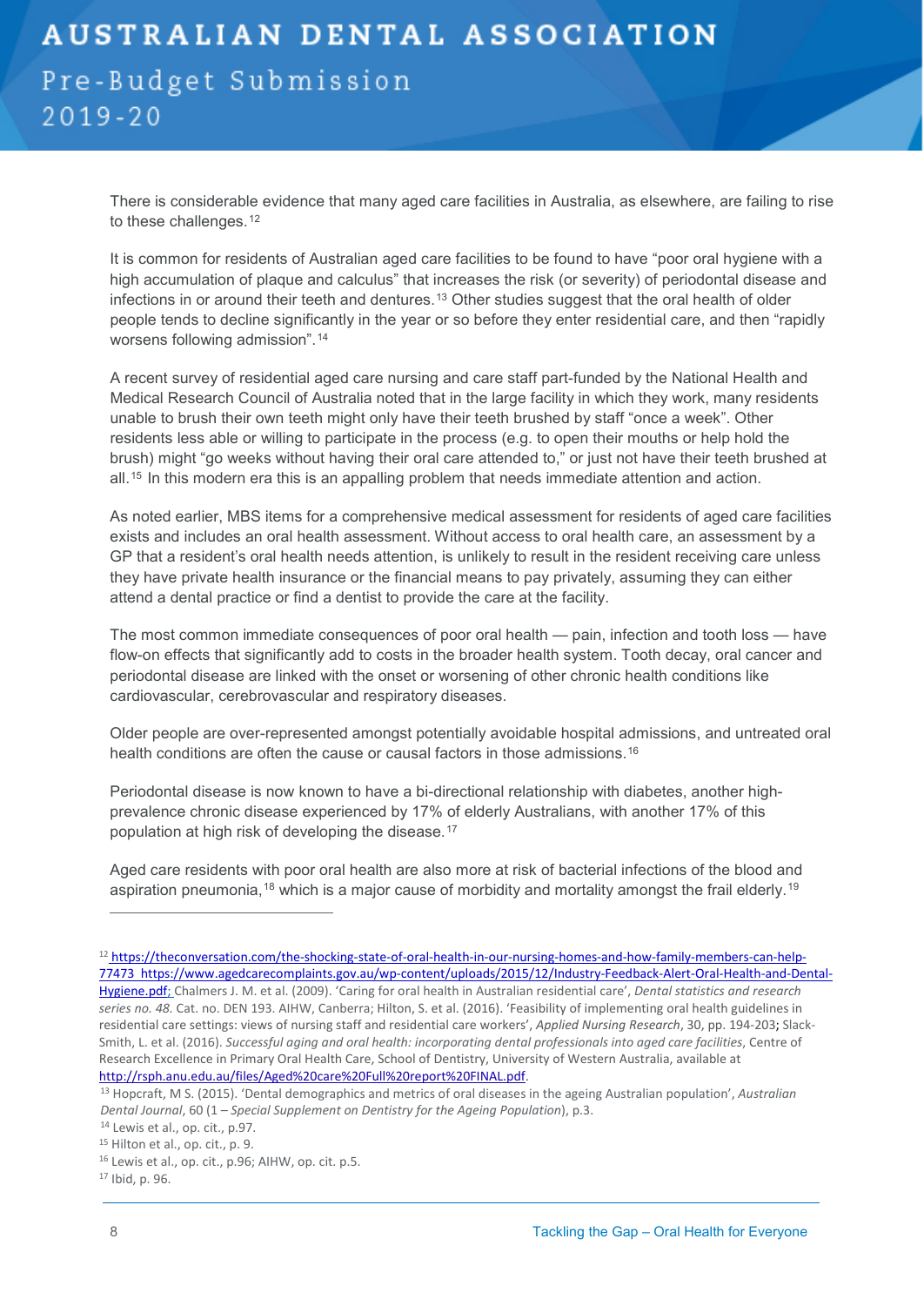There is considerable evidence that many aged care facilities in Australia, as elsewhere, are failing to rise to these challenges.[12]

It is common for residents of Australian aged care facilities to be found to have "poor oral hygiene with a high accumulation of plaque and calculus" that increases the risk (or severity) of periodontal disease and infections in or around their teeth and dentures.[13] Other studies suggest that the oral health of older people tends to decline significantly in the year or so before they enter residential care, and then "rapidly worsens following admission".[14]

A recent survey of residential aged care nursing and care staff part-funded by the National Health and Medical Research Council of Australia noted that in the large facility in which they work, many residents unable to brush their own teeth might only have their teeth brushed by staff "once a week". Other residents less able or willing to participate in the process (e.g. to open their mouths or help hold the brush) might "go weeks without having their oral care attended to," or just not have their teeth brushed at all.[15] In this modern era this is an appalling problem that needs immediate attention and action.

As noted earlier, MBS items for a comprehensive medical assessment for residents of aged care facilities exists and includes an oral health assessment. Without access to oral health care, an assessment by a GP that a resident's oral health needs attention, is unlikely to result in the resident receiving care unless they have private health insurance or the financial means to pay privately, assuming they can either attend a dental practice or find a dentist to provide the care at the facility.

The most common immediate consequences of poor oral health — pain, infection and tooth loss — have flow-on effects that significantly add to costs in the broader health system. Tooth decay, oral cancer and periodontal disease are linked with the onset or worsening of other chronic health conditions like cardiovascular, cerebrovascular and respiratory diseases.

Older people are over-represented amongst potentially avoidable hospital admissions, and untreated oral health conditions are often the cause or causal factors in those admissions.[16]

Periodontal disease is now known to have a bi-directional relationship with diabetes, another high-prevalence chronic disease experienced by 17% of elderly Australians, with another 17% of this population at high risk of developing the disease.[17]

Aged care residents with poor oral health are also more at risk of bacterial infections of the blood and aspiration pneumonia,[18] which is a major cause of morbidity and mortality amongst the frail elderly.[19]

---

[12] https://theconversation.com/the-shocking-state-of-oral-health-in-our-nursing-homes-and-how-family-members-can-help-77473 https://www.agedcarecomplaints.gov.au/wp-content/uploads/2015/12/Industry-Feedback-Alert-Oral-Health-and-Dental-Hygiene.pdf; Chalmers J. M. et al. (2009). 'Caring for oral health in Australian residential care', *Dental statistics and research series no. 48.* Cat. no. DEN 193. AIHW, Canberra; Hilton, S. et al. (2016). 'Feasibility of implementing oral health guidelines in residential care settings: views of nursing staff and residential care workers', *Applied Nursing Research*, 30, pp. 194-203; Slack-Smith, L. et al. (2016). *Successful aging and oral health: incorporating dental professionals into aged care facilities*, Centre of Research Excellence in Primary Oral Health Care, School of Dentistry, University of Western Australia, available at http://rsph.anu.edu.au/files/Aged%20care%20Full%20report%20FINAL.pdf.

[13] Hopcraft, M S. (2015). 'Dental demographics and metrics of oral diseases in the ageing Australian population', *Australian Dental Journal*, 60 (1 – *Special Supplement on Dentistry for the Ageing Population*), p.3.

[14] Lewis et al., op. cit., p.97.

[15] Hilton et al., op. cit., p. 9.

[16] Lewis et al., op. cit., p.96; AIHW, op. cit. p.5.

[17] Ibid, p. 96.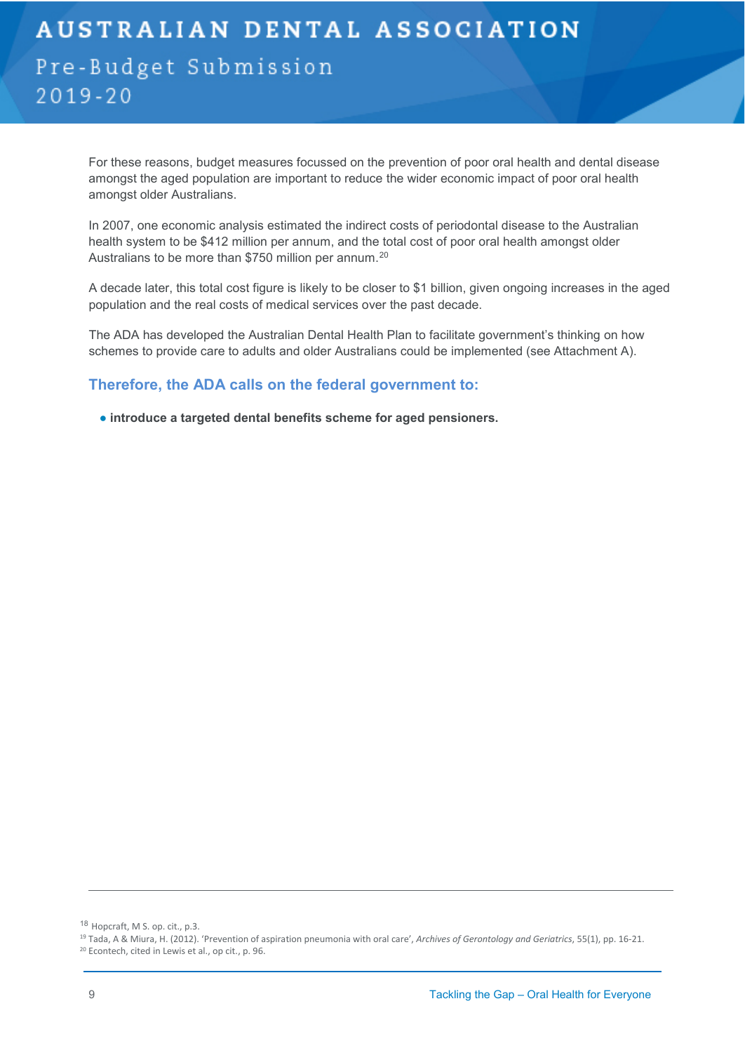For these reasons, budget measures focussed on the prevention of poor oral health and dental disease amongst the aged population are important to reduce the wider economic impact of poor oral health amongst older Australians.

In 2007, one economic analysis estimated the indirect costs of periodontal disease to the Australian health system to be $412 million per annum, and the total cost of poor oral health amongst older Australians to be more than $750 million per annum.[20]

A decade later, this total cost figure is likely to be closer to $1 billion, given ongoing increases in the aged population and the real costs of medical services over the past decade.

The ADA has developed the Australian Dental Health Plan to facilitate government's thinking on how schemes to provide care to adults and older Australians could be implemented (see Attachment A).

### Therefore, the ADA calls on the federal government to:

- **introduce a targeted dental benefits scheme for aged pensioners.**

---

[18] Hopcraft, M S. op. cit., p.3.

[19] Tada, A & Miura, H. (2012). 'Prevention of aspiration pneumonia with oral care', *Archives of Gerontology and Geriatrics*, 55(1), pp. 16-21.

[20] Econtech, cited in Lewis et al., op cit., p. 96.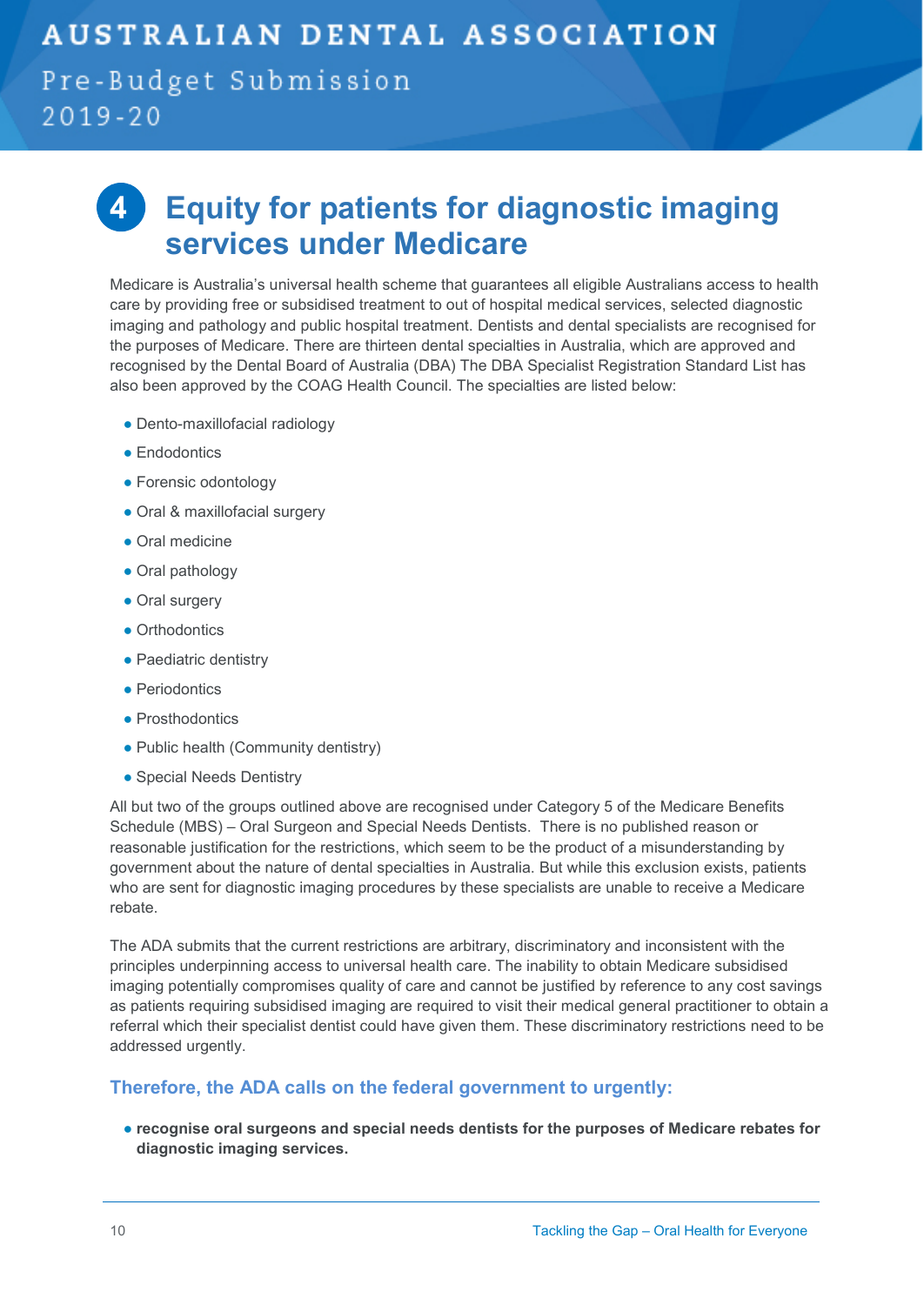# 4 Equity for patients for diagnostic imaging services under Medicare

Medicare is Australia's universal health scheme that guarantees all eligible Australians access to health care by providing free or subsidised treatment to out of hospital medical services, selected diagnostic imaging and pathology and public hospital treatment. Dentists and dental specialists are recognised for the purposes of Medicare. There are thirteen dental specialties in Australia, which are approved and recognised by the Dental Board of Australia (DBA) The DBA Specialist Registration Standard List has also been approved by the COAG Health Council. The specialties are listed below:

- Dento-maxillofacial radiology
- Endodontics
- Forensic odontology
- Oral & maxillofacial surgery
- Oral medicine
- Oral pathology
- Oral surgery
- Orthodontics
- Paediatric dentistry
- Periodontics
- Prosthodontics
- Public health (Community dentistry)
- Special Needs Dentistry

All but two of the groups outlined above are recognised under Category 5 of the Medicare Benefits Schedule (MBS) – Oral Surgeon and Special Needs Dentists. There is no published reason or reasonable justification for the restrictions, which seem to be the product of a misunderstanding by government about the nature of dental specialties in Australia. But while this exclusion exists, patients who are sent for diagnostic imaging procedures by these specialists are unable to receive a Medicare rebate.

The ADA submits that the current restrictions are arbitrary, discriminatory and inconsistent with the principles underpinning access to universal health care. The inability to obtain Medicare subsidised imaging potentially compromises quality of care and cannot be justified by reference to any cost savings as patients requiring subsidised imaging are required to visit their medical general practitioner to obtain a referral which their specialist dentist could have given them. These discriminatory restrictions need to be addressed urgently.

### Therefore, the ADA calls on the federal government to urgently:

- **recognise oral surgeons and special needs dentists for the purposes of Medicare rebates for diagnostic imaging services.**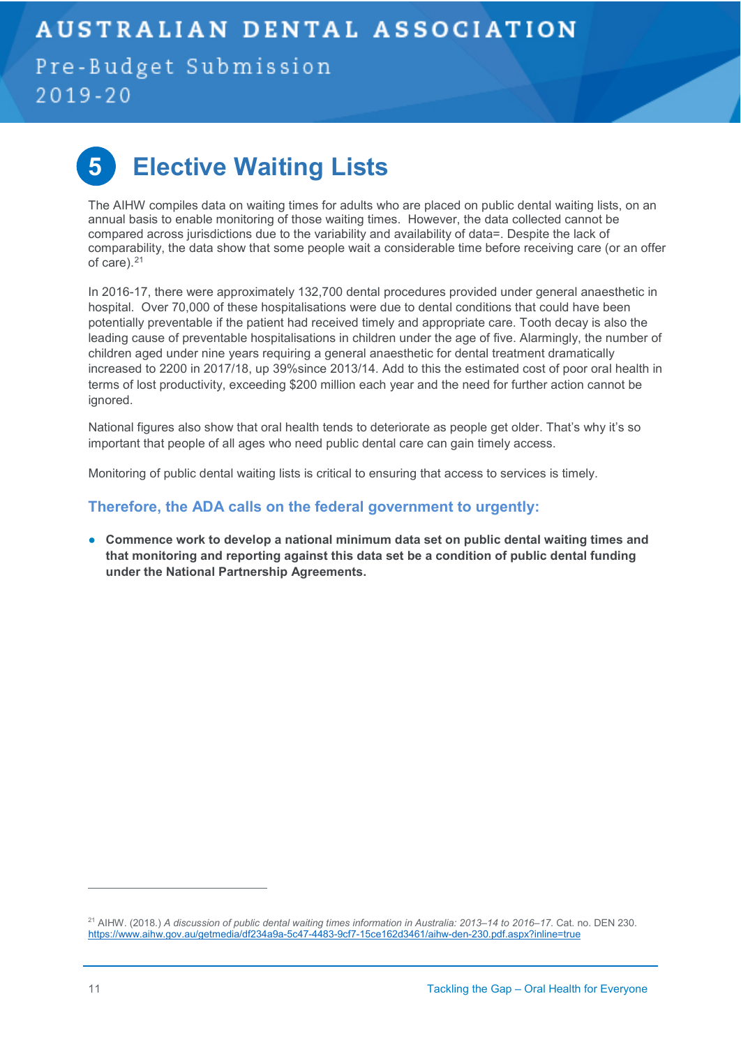# 5 Elective Waiting Lists

The AIHW compiles data on waiting times for adults who are placed on public dental waiting lists, on an annual basis to enable monitoring of those waiting times. However, the data collected cannot be compared across jurisdictions due to the variability and availability of data=. Despite the lack of comparability, the data show that some people wait a considerable time before receiving care (or an offer of care).[21]

In 2016-17, there were approximately 132,700 dental procedures provided under general anaesthetic in hospital. Over 70,000 of these hospitalisations were due to dental conditions that could have been potentially preventable if the patient had received timely and appropriate care. Tooth decay is also the leading cause of preventable hospitalisations in children under the age of five. Alarmingly, the number of children aged under nine years requiring a general anaesthetic for dental treatment dramatically increased to 2200 in 2017/18, up 39%since 2013/14. Add to this the estimated cost of poor oral health in terms of lost productivity, exceeding $200 million each year and the need for further action cannot be ignored.

National figures also show that oral health tends to deteriorate as people get older. That's why it's so important that people of all ages who need public dental care can gain timely access.

Monitoring of public dental waiting lists is critical to ensuring that access to services is timely.

### Therefore, the ADA calls on the federal government to urgently:

- **Commence work to develop a national minimum data set on public dental waiting times and that monitoring and reporting against this data set be a condition of public dental funding under the National Partnership Agreements.**

---

[21] AIHW. (2018.) *A discussion of public dental waiting times information in Australia: 2013–14 to 2016–17.* Cat. no. DEN 230. https://www.aihw.gov.au/getmedia/df234a9a-5c47-4483-9cf7-15ce162d3461/aihw-den-230.pdf.aspx?inline=true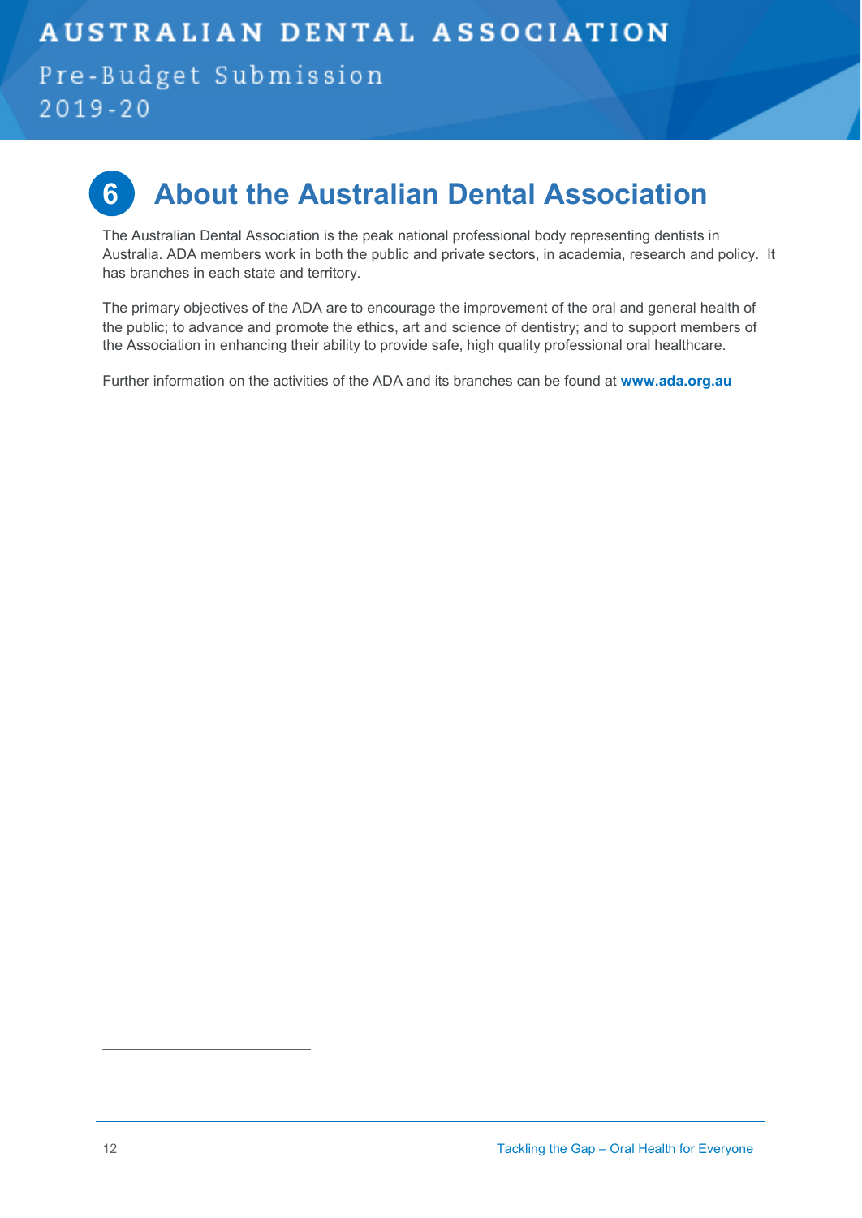# 6 About the Australian Dental Association

The Australian Dental Association is the peak national professional body representing dentists in Australia. ADA members work in both the public and private sectors, in academia, research and policy. It has branches in each state and territory.

The primary objectives of the ADA are to encourage the improvement of the oral and general health of the public; to advance and promote the ethics, art and science of dentistry; and to support members of the Association in enhancing their ability to provide safe, high quality professional oral healthcare.

Further information on the activities of the ADA and its branches can be found at **www.ada.org.au**